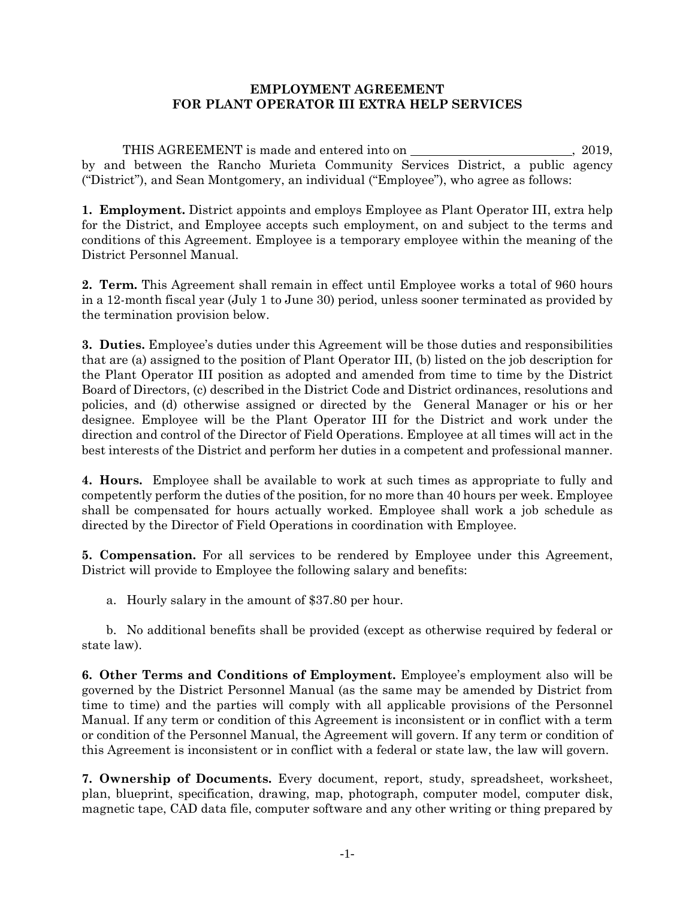**EMPLOYMENT AGREEMENT**
**FOR PLANT OPERATOR III EXTRA HELP SERVICES**

THIS AGREEMENT is made and entered into on \_\_\_\_\_\_\_\_\_\_\_\_\_\_\_\_\_\_\_\_\_\_\_\_\_, 2019, by and between the Rancho Murieta Community Services District, a public agency ("District"), and Sean Montgomery, an individual ("Employee"), who agree as follows:

**1. Employment.** District appoints and employs Employee as Plant Operator III, extra help for the District, and Employee accepts such employment, on and subject to the terms and conditions of this Agreement. Employee is a temporary employee within the meaning of the District Personnel Manual.

**2. Term.** This Agreement shall remain in effect until Employee works a total of 960 hours in a 12-month fiscal year (July 1 to June 30) period, unless sooner terminated as provided by the termination provision below.

**3. Duties.** Employee's duties under this Agreement will be those duties and responsibilities that are (a) assigned to the position of Plant Operator III, (b) listed on the job description for the Plant Operator III position as adopted and amended from time to time by the District Board of Directors, (c) described in the District Code and District ordinances, resolutions and policies, and (d) otherwise assigned or directed by the General Manager or his or her designee. Employee will be the Plant Operator III for the District and work under the direction and control of the Director of Field Operations. Employee at all times will act in the best interests of the District and perform her duties in a competent and professional manner.

**4. Hours.** Employee shall be available to work at such times as appropriate to fully and competently perform the duties of the position, for no more than 40 hours per week. Employee shall be compensated for hours actually worked. Employee shall work a job schedule as directed by the Director of Field Operations in coordination with Employee.

**5. Compensation.** For all services to be rendered by Employee under this Agreement, District will provide to Employee the following salary and benefits:

a. Hourly salary in the amount of $37.80 per hour.

b. No additional benefits shall be provided (except as otherwise required by federal or state law).

**6. Other Terms and Conditions of Employment.** Employee's employment also will be governed by the District Personnel Manual (as the same may be amended by District from time to time) and the parties will comply with all applicable provisions of the Personnel Manual. If any term or condition of this Agreement is inconsistent or in conflict with a term or condition of the Personnel Manual, the Agreement will govern. If any term or condition of this Agreement is inconsistent or in conflict with a federal or state law, the law will govern.

**7. Ownership of Documents.** Every document, report, study, spreadsheet, worksheet, plan, blueprint, specification, drawing, map, photograph, computer model, computer disk, magnetic tape, CAD data file, computer software and any other writing or thing prepared by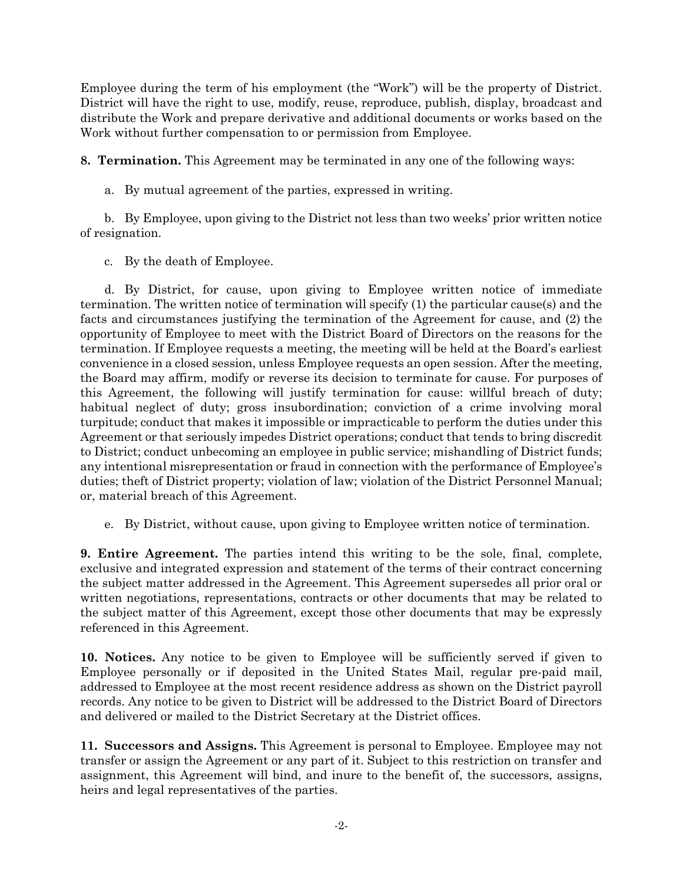Employee during the term of his employment (the "Work") will be the property of District. District will have the right to use, modify, reuse, reproduce, publish, display, broadcast and distribute the Work and prepare derivative and additional documents or works based on the Work without further compensation to or permission from Employee.

**8. Termination.** This Agreement may be terminated in any one of the following ways:

a. By mutual agreement of the parties, expressed in writing.

b. By Employee, upon giving to the District not less than two weeks' prior written notice of resignation.

c. By the death of Employee.

d. By District, for cause, upon giving to Employee written notice of immediate termination. The written notice of termination will specify (1) the particular cause(s) and the facts and circumstances justifying the termination of the Agreement for cause, and (2) the opportunity of Employee to meet with the District Board of Directors on the reasons for the termination. If Employee requests a meeting, the meeting will be held at the Board's earliest convenience in a closed session, unless Employee requests an open session. After the meeting, the Board may affirm, modify or reverse its decision to terminate for cause. For purposes of this Agreement, the following will justify termination for cause: willful breach of duty; habitual neglect of duty; gross insubordination; conviction of a crime involving moral turpitude; conduct that makes it impossible or impracticable to perform the duties under this Agreement or that seriously impedes District operations; conduct that tends to bring discredit to District; conduct unbecoming an employee in public service; mishandling of District funds; any intentional misrepresentation or fraud in connection with the performance of Employee's duties; theft of District property; violation of law; violation of the District Personnel Manual; or, material breach of this Agreement.

e. By District, without cause, upon giving to Employee written notice of termination.

**9. Entire Agreement.** The parties intend this writing to be the sole, final, complete, exclusive and integrated expression and statement of the terms of their contract concerning the subject matter addressed in the Agreement. This Agreement supersedes all prior oral or written negotiations, representations, contracts or other documents that may be related to the subject matter of this Agreement, except those other documents that may be expressly referenced in this Agreement.

**10. Notices.** Any notice to be given to Employee will be sufficiently served if given to Employee personally or if deposited in the United States Mail, regular pre-paid mail, addressed to Employee at the most recent residence address as shown on the District payroll records. Any notice to be given to District will be addressed to the District Board of Directors and delivered or mailed to the District Secretary at the District offices.

**11. Successors and Assigns.** This Agreement is personal to Employee. Employee may not transfer or assign the Agreement or any part of it. Subject to this restriction on transfer and assignment, this Agreement will bind, and inure to the benefit of, the successors, assigns, heirs and legal representatives of the parties.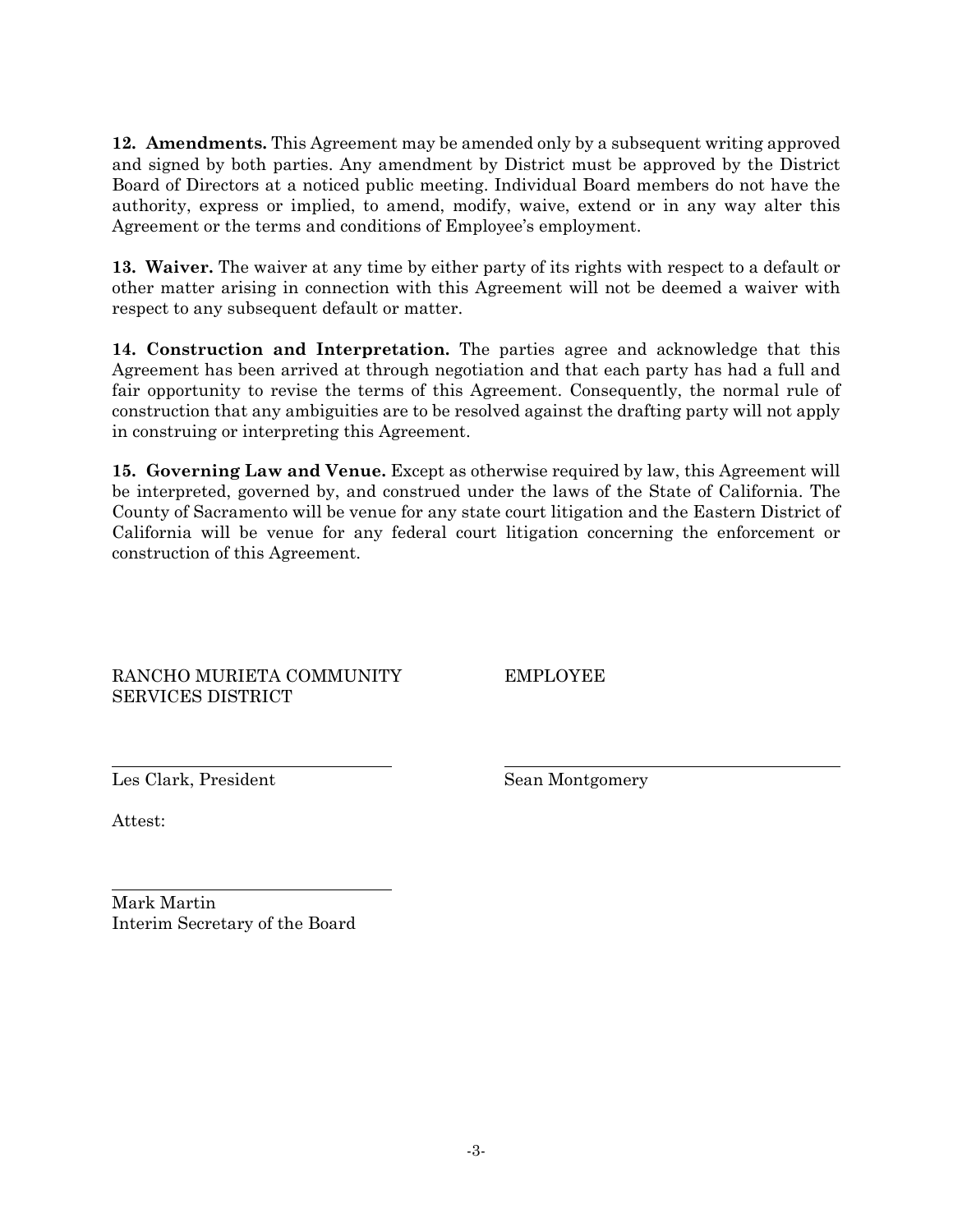**12. Amendments.** This Agreement may be amended only by a subsequent writing approved and signed by both parties. Any amendment by District must be approved by the District Board of Directors at a noticed public meeting. Individual Board members do not have the authority, express or implied, to amend, modify, waive, extend or in any way alter this Agreement or the terms and conditions of Employee's employment.

**13. Waiver.** The waiver at any time by either party of its rights with respect to a default or other matter arising in connection with this Agreement will not be deemed a waiver with respect to any subsequent default or matter.

**14. Construction and Interpretation.** The parties agree and acknowledge that this Agreement has been arrived at through negotiation and that each party has had a full and fair opportunity to revise the terms of this Agreement. Consequently, the normal rule of construction that any ambiguities are to be resolved against the drafting party will not apply in construing or interpreting this Agreement.

**15. Governing Law and Venue.** Except as otherwise required by law, this Agreement will be interpreted, governed by, and construed under the laws of the State of California. The County of Sacramento will be venue for any state court litigation and the Eastern District of California will be venue for any federal court litigation concerning the enforcement or construction of this Agreement.

RANCHO MURIETA COMMUNITY SERVICES DISTRICT

\_\_\_\_\_\_\_\_\_\_\_\_\_\_\_\_\_\_\_\_\_\_\_\_\_\_\_\_\_\_\_\_
Les Clark, President

Attest:

\_\_\_\_\_\_\_\_\_\_\_\_\_\_\_\_\_\_\_\_\_\_\_\_\_\_\_\_\_\_\_\_
Mark Martin
Interim Secretary of the Board

EMPLOYEE

\_\_\_\_\_\_\_\_\_\_\_\_\_\_\_\_\_\_\_\_\_\_\_\_\_\_\_\_\_\_\_\_
Sean Montgomery